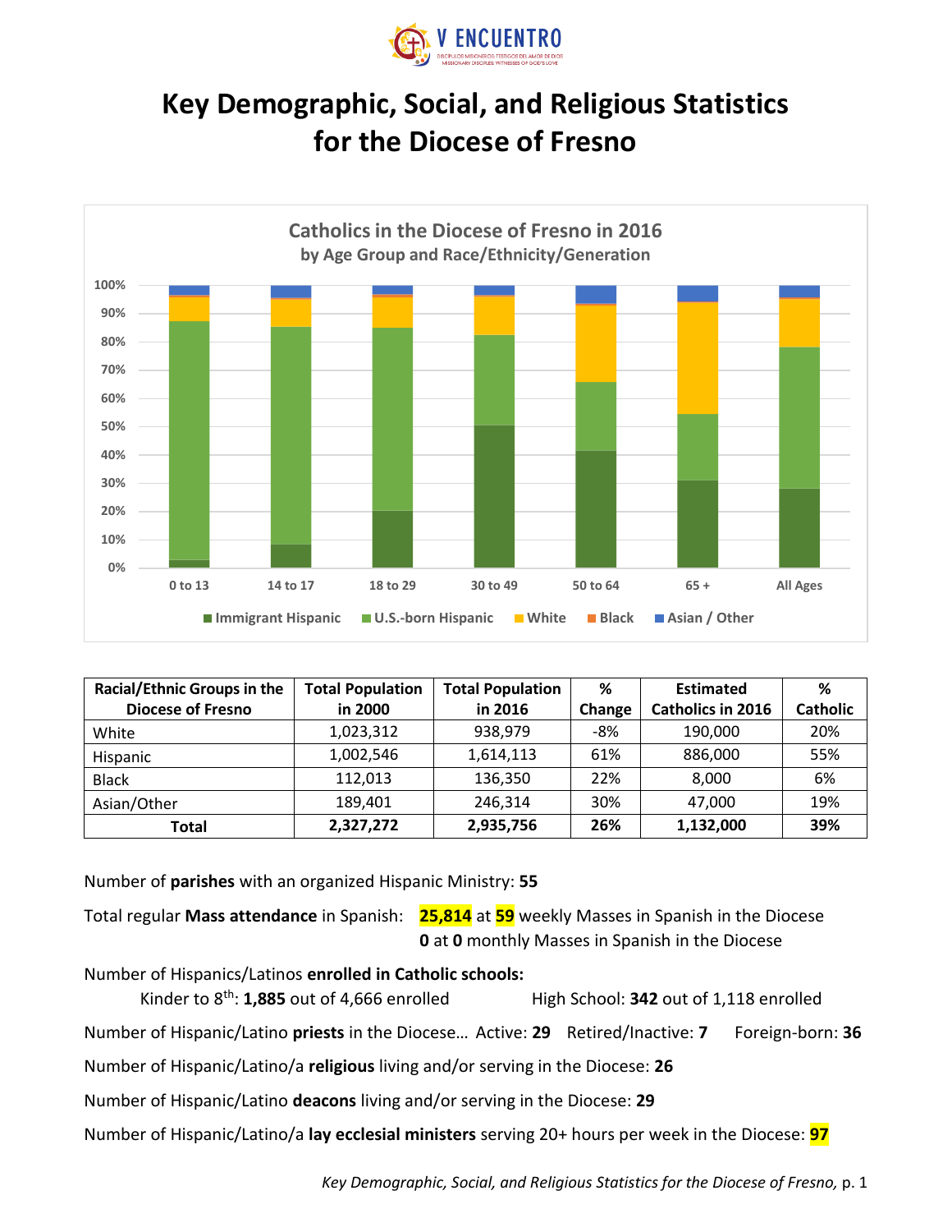# Key Demographic, Social, and Religious Statistics for the Diocese of Fresno

**Catholics in the Diocese of Fresno in 2016**
**by Age Group and Race/Ethnicity/Generation**

| Racial/Ethnic Groups in the Diocese of Fresno | Total Population in 2000 | Total Population in 2016 | % Change | Estimated Catholics in 2016 | % Catholic |
|---|---|---|---|---|---|
| White | 1,023,312 | 938,979 | -8% | 190,000 | 20% |
| Hispanic | 1,002,546 | 1,614,113 | 61% | 886,000 | 55% |
| Black | 112,013 | 136,350 | 22% | 8,000 | 6% |
| Asian/Other | 189,401 | 246,314 | 30% | 47,000 | 19% |
| **Total** | **2,327,272** | **2,935,756** | **26%** | **1,132,000** | **39%** |

Number of **parishes** with an organized Hispanic Ministry: **55**

Total regular **Mass attendance** in Spanish: **25,814** at **59** weekly Masses in Spanish in the Diocese
**0** at **0** monthly Masses in Spanish in the Diocese

Number of Hispanics/Latinos **enrolled in Catholic schools:**

Kinder to 8th: **1,885** out of 4,666 enrolled    High School: **342** out of 1,118 enrolled

Number of Hispanic/Latino **priests** in the Diocese… Active: **29** Retired/Inactive: **7** Foreign-born: **36**

Number of Hispanic/Latino/a **religious** living and/or serving in the Diocese: **26**

Number of Hispanic/Latino **deacons** living and/or serving in the Diocese: **29**

Number of Hispanic/Latino/a **lay ecclesial ministers** serving 20+ hours per week in the Diocese: **97**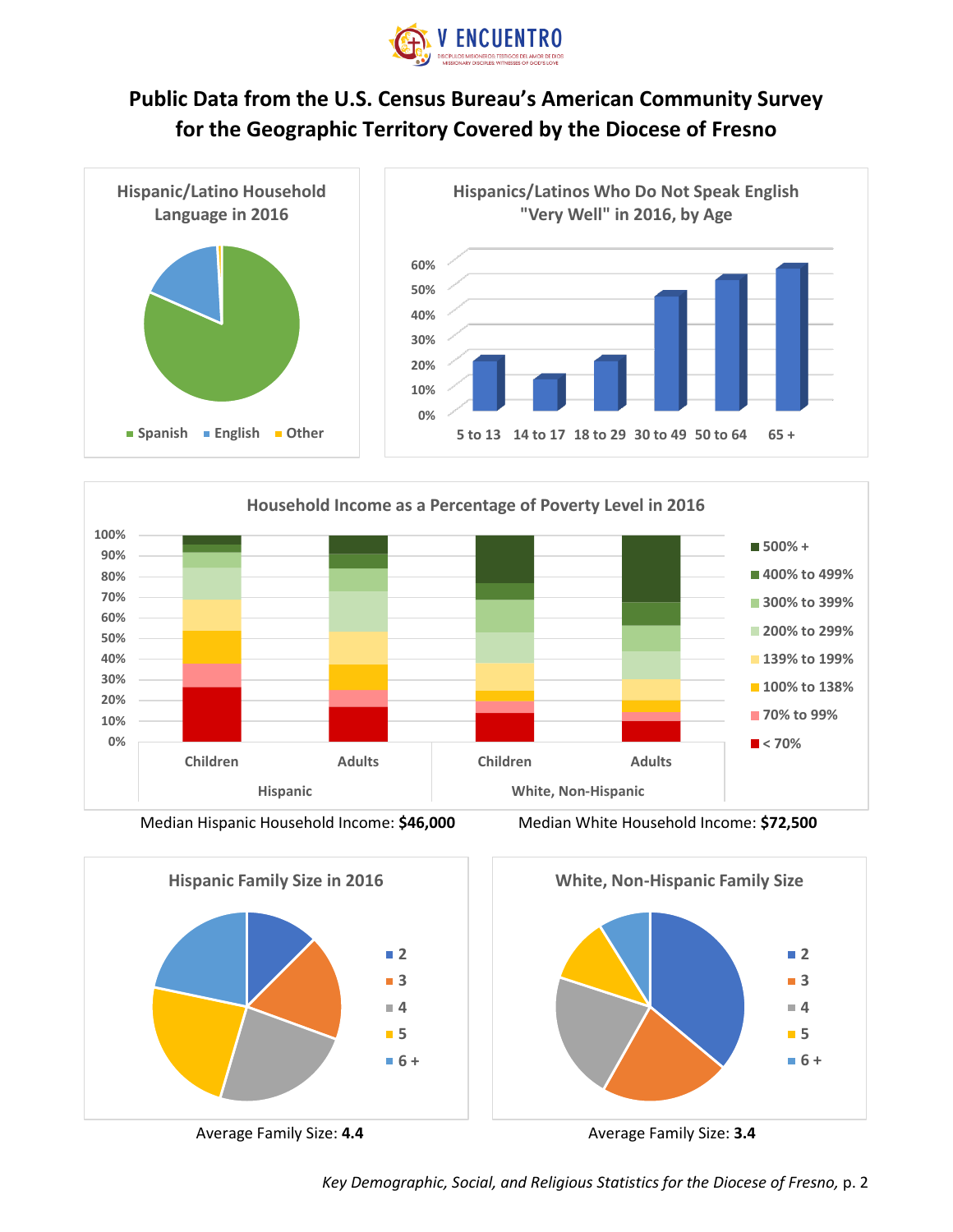# Public Data from the U.S. Census Bureau's American Community Survey for the Geographic Territory Covered by the Diocese of Fresno

### Hispanic/Latino Household Language in 2016

Spanish · English · Other

### Hispanics/Latinos Who Do Not Speak English "Very Well" in 2016, by Age

5 to 13 · 14 to 17 · 18 to 29 · 30 to 49 · 50 to 64 · 65 +

### Household Income as a Percentage of Poverty Level in 2016

Hispanic: Children, Adults · White, Non-Hispanic: Children, Adults

500% + · 400% to 499% · 300% to 399% · 200% to 299% · 139% to 199% · 100% to 138% · 70% to 99% · < 70%

Median Hispanic Household Income: **$46,000**

Median White Household Income: **$72,500**

### Hispanic Family Size in 2016

2 · 3 · 4 · 5 · 6 +

Average Family Size: **4.4**

### White, Non-Hispanic Family Size

2 · 3 · 4 · 5 · 6 +

Average Family Size: **3.4**

*Key Demographic, Social, and Religious Statistics for the Diocese of Fresno,* p. 2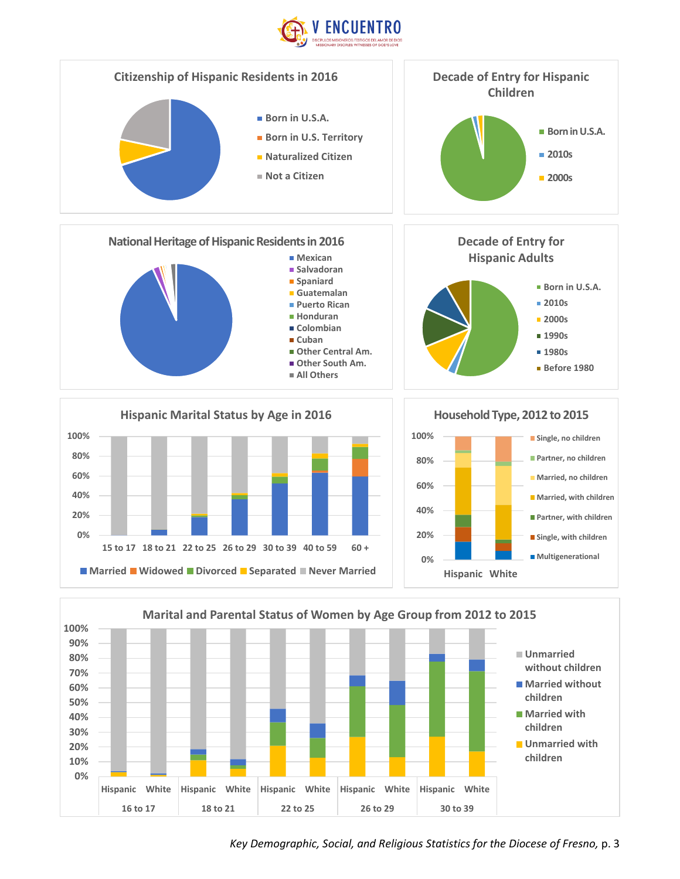## Citizenship of Hispanic Residents in 2016

- Born in U.S.A.
- Born in U.S. Territory
- Naturalized Citizen
- Not a Citizen

## Decade of Entry for Hispanic Children

- Born in U.S.A.
- 2010s
- 2000s

## National Heritage of Hispanic Residents in 2016

- Mexican
- Salvadoran
- Spaniard
- Guatemalan
- Puerto Rican
- Honduran
- Colombian
- Cuban
- Other Central Am.
- Other South Am.
- All Others

## Decade of Entry for Hispanic Adults

- Born in U.S.A.
- 2010s
- 2000s
- 1990s
- 1980s
- Before 1980

## Hispanic Marital Status by Age in 2016

Age groups: 15 to 17, 18 to 21, 22 to 25, 26 to 29, 30 to 39, 40 to 59, 60 +

Legend: Married, Widowed, Divorced, Separated, Never Married

## Household Type, 2012 to 2015

Groups: Hispanic, White

Legend: Single, no children; Partner, no children; Married, no children; Married, with children; Partner, with children; Single, with children; Multigenerational

## Marital and Parental Status of Women by Age Group from 2012 to 2015

Age groups (Hispanic, White): 16 to 17, 18 to 21, 22 to 25, 26 to 29, 30 to 39

Legend: Unmarried without children; Married without children; Married with children; Unmarried with children

*Key Demographic, Social, and Religious Statistics for the Diocese of Fresno,* p. 3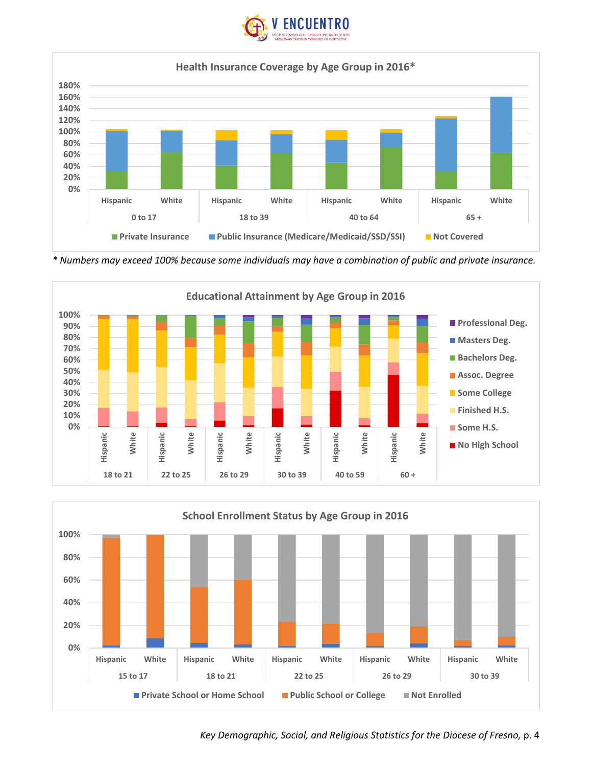## Health Insurance Coverage by Age Group in 2016*

180%
160%
140%
120%
100%
80%
60%
40%
20%
0%

Hispanic White Hispanic White Hispanic White Hispanic White

0 to 17 | 18 to 39 | 40 to 64 | 65 +

Private Insurance | Public Insurance (Medicare/Medicaid/SSD/SSI) | Not Covered

*\* Numbers may exceed 100% because some individuals may have a combination of public and private insurance.*

## Educational Attainment by Age Group in 2016

100%
90%
80%
70%
60%
50%
40%
30%
20%
10%
0%

Hispanic White Hispanic White Hispanic White Hispanic White Hispanic White Hispanic White

18 to 21 | 22 to 25 | 26 to 29 | 30 to 39 | 40 to 59 | 60 +

Professional Deg. | Masters Deg. | Bachelors Deg. | Assoc. Degree | Some College | Finished H.S. | Some H.S. | No High School

## School Enrollment Status by Age Group in 2016

100%
80%
60%
40%
20%
0%

Hispanic White Hispanic White Hispanic White Hispanic White Hispanic White

15 to 17 | 18 to 21 | 22 to 25 | 26 to 29 | 30 to 39

Private School or Home School | Public School or College | Not Enrolled